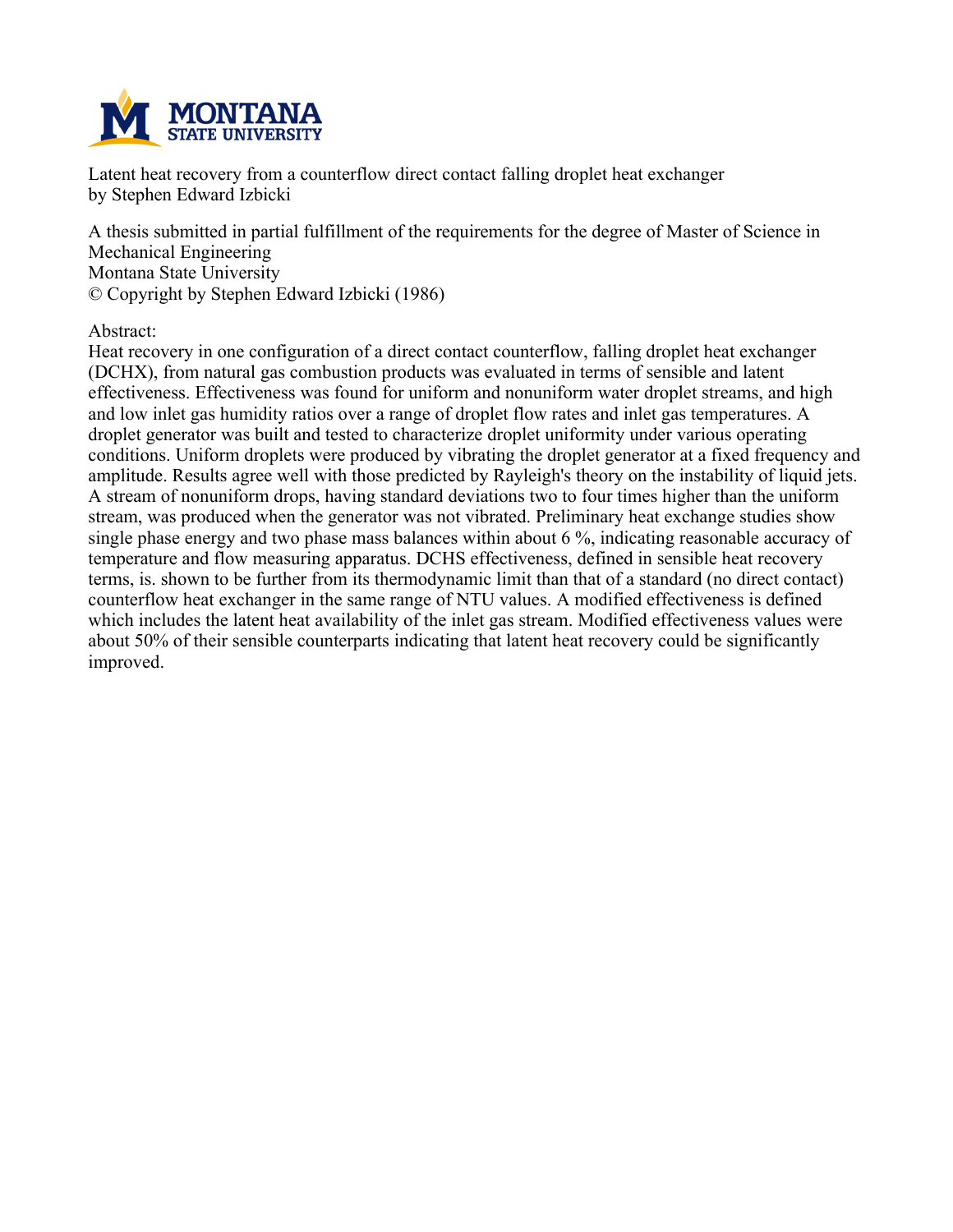Latent heat recovery from a counterflow direct contact falling droplet heat exchanger
by Stephen Edward Izbicki

A thesis submitted in partial fulfillment of the requirements for the degree of Master of Science in Mechanical Engineering
Montana State University
© Copyright by Stephen Edward Izbicki (1986)

Abstract:
Heat recovery in one configuration of a direct contact counterflow, falling droplet heat exchanger (DCHX), from natural gas combustion products was evaluated in terms of sensible and latent effectiveness. Effectiveness was found for uniform and nonuniform water droplet streams, and high and low inlet gas humidity ratios over a range of droplet flow rates and inlet gas temperatures. A droplet generator was built and tested to characterize droplet uniformity under various operating conditions. Uniform droplets were produced by vibrating the droplet generator at a fixed frequency and amplitude. Results agree well with those predicted by Rayleigh's theory on the instability of liquid jets. A stream of nonuniform drops, having standard deviations two to four times higher than the uniform stream, was produced when the generator was not vibrated. Preliminary heat exchange studies show single phase energy and two phase mass balances within about 6 %, indicating reasonable accuracy of temperature and flow measuring apparatus. DCHS effectiveness, defined in sensible heat recovery terms, is. shown to be further from its thermodynamic limit than that of a standard (no direct contact) counterflow heat exchanger in the same range of NTU values. A modified effectiveness is defined which includes the latent heat availability of the inlet gas stream. Modified effectiveness values were about 50% of their sensible counterparts indicating that latent heat recovery could be significantly improved.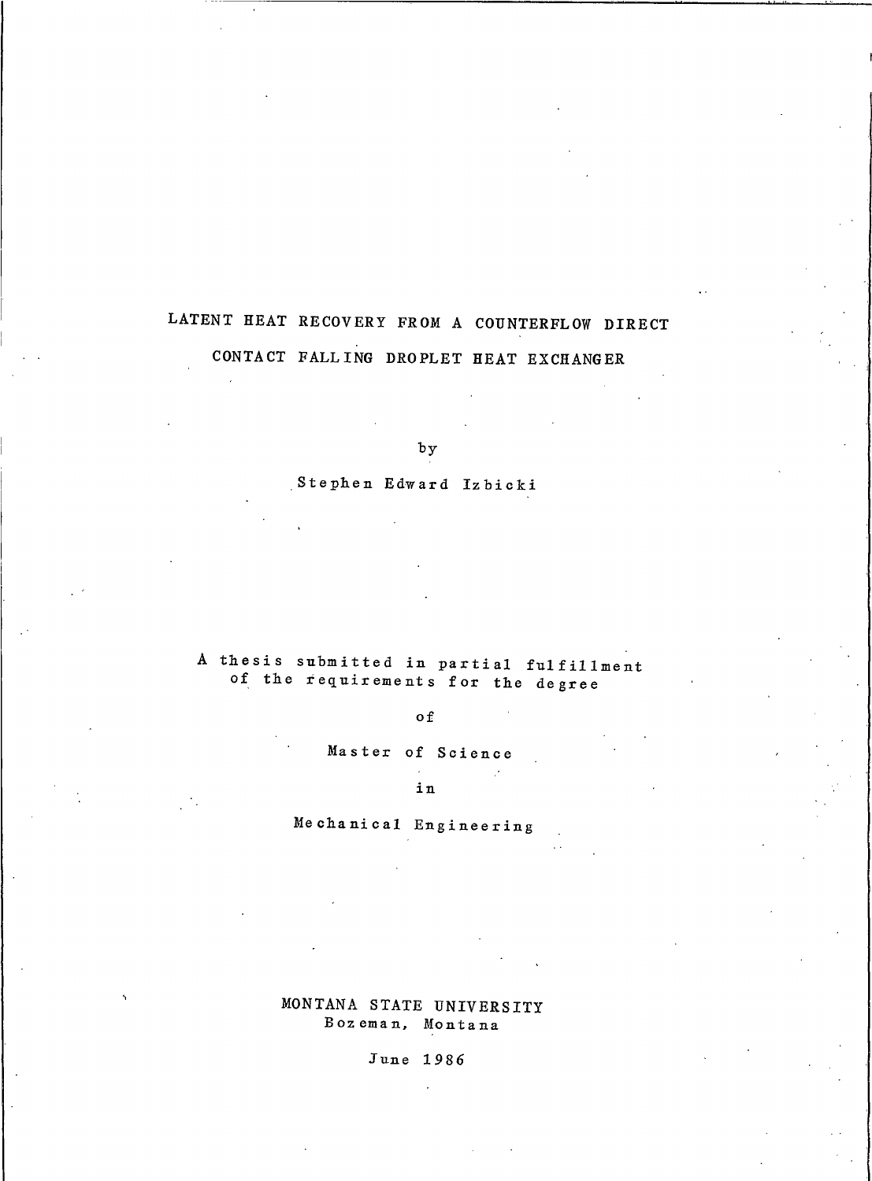# LATENT HEAT RECOVERY FROM A COUNTERFLOW DIRECT CONTACT FALLING DROPLET HEAT EXCHANGER

by

Stephen Edward Izbicki

A thesis submitted in partial fulfillment of the requirements for the degree

of

Master of Science

in

Mechanical Engineering

MONTANA STATE UNIVERSITY
Bozeman, Montana

June 1986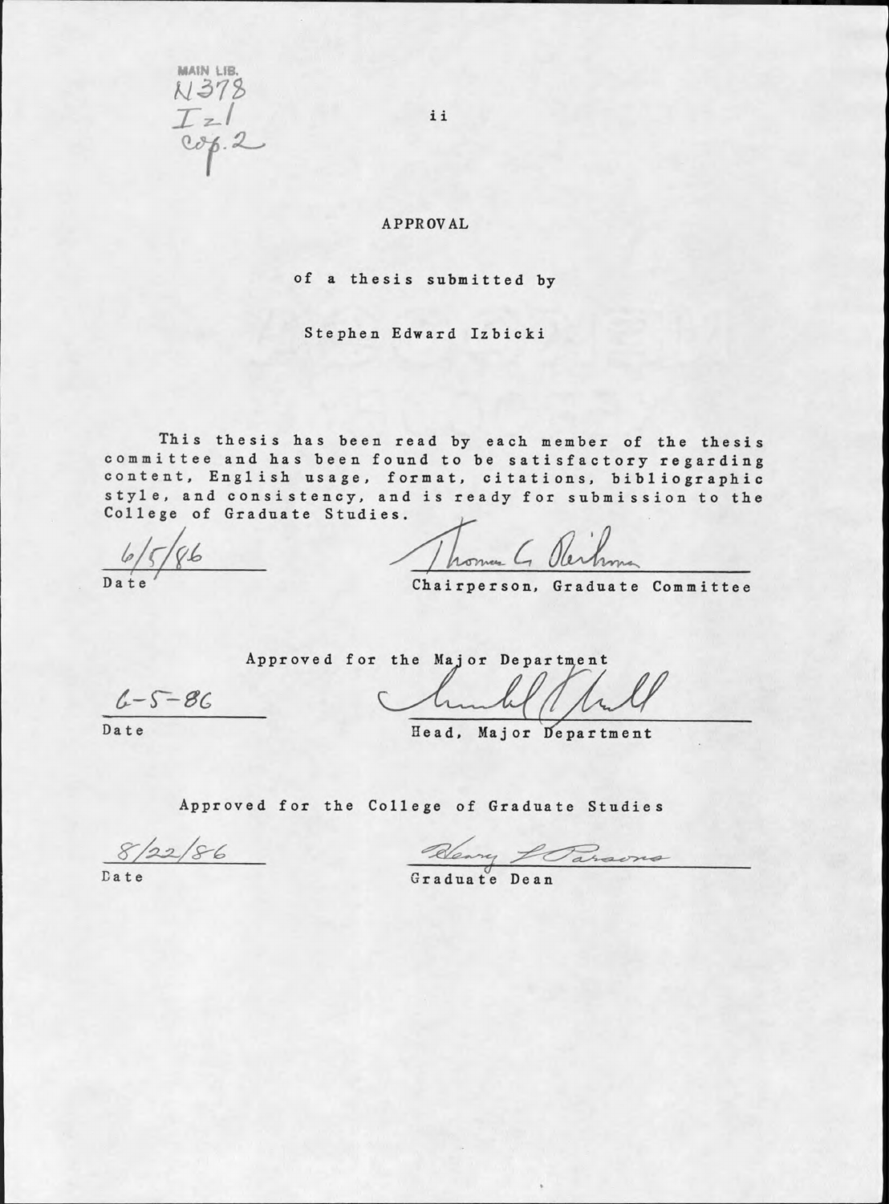MAIN LIB.
N378
Iz1
cop.2

# APPROVAL

of a thesis submitted by

Stephen Edward Izbicki

This thesis has been read by each member of the thesis committee and has been found to be satisfactory regarding content, English usage, format, citations, bibliographic style, and consistency, and is ready for submission to the College of Graduate Studies.

6/5/86
Date

Thomas G. Reihman
Chairperson, Graduate Committee

Approved for the Major Department

6-5-86
Date

Head, Major Department

Approved for the College of Graduate Studies

8/22/86
Date

Henry L. Parsons
Graduate Dean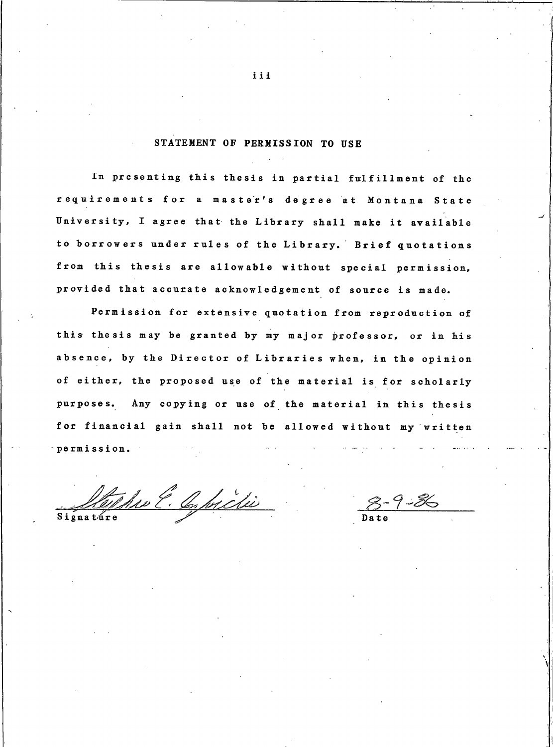## STATEMENT OF PERMISSION TO USE

In presenting this thesis in partial fulfillment of the requirements for a master's degree at Montana State University, I agree that the Library shall make it available to borrowers under rules of the Library. Brief quotations from this thesis are allowable without special permission, provided that accurate acknowledgement of source is made.

Permission for extensive quotation from reproduction of this thesis may be granted by my major professor, or in his absence, by the Director of Libraries when, in the opinion of either, the proposed use of the material is for scholarly purposes. Any copying or use of the material in this thesis for financial gain shall not be allowed without my written permission.

Signature: Stephen E. [signature]          Date: 8-9-86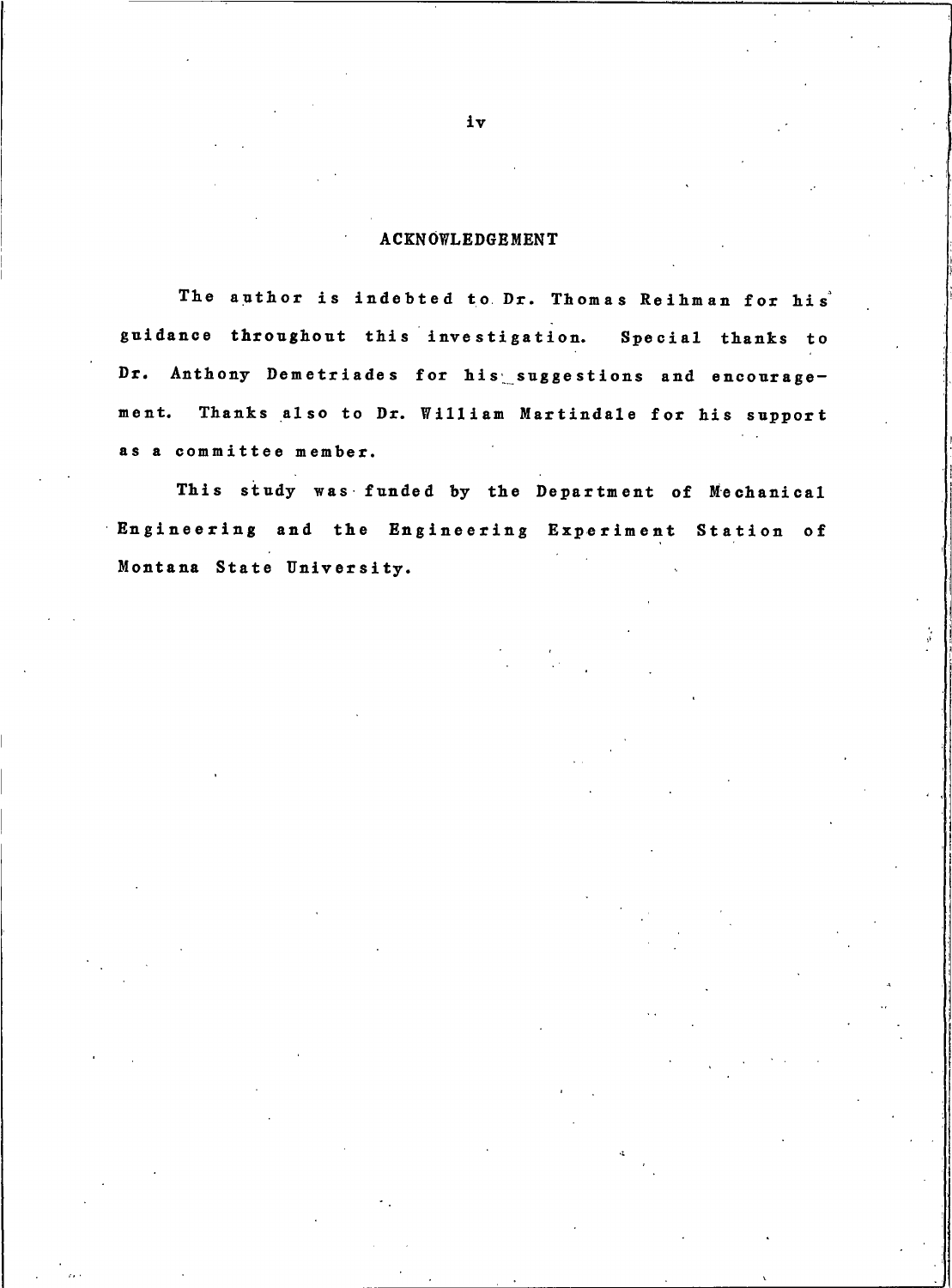## ACKNOWLEDGEMENT

The author is indebted to Dr. Thomas Reihman for his guidance throughout this investigation. Special thanks to Dr. Anthony Demetriades for his suggestions and encouragement. Thanks also to Dr. William Martindale for his support as a committee member.

This study was funded by the Department of Mechanical Engineering and the Engineering Experiment Station of Montana State University.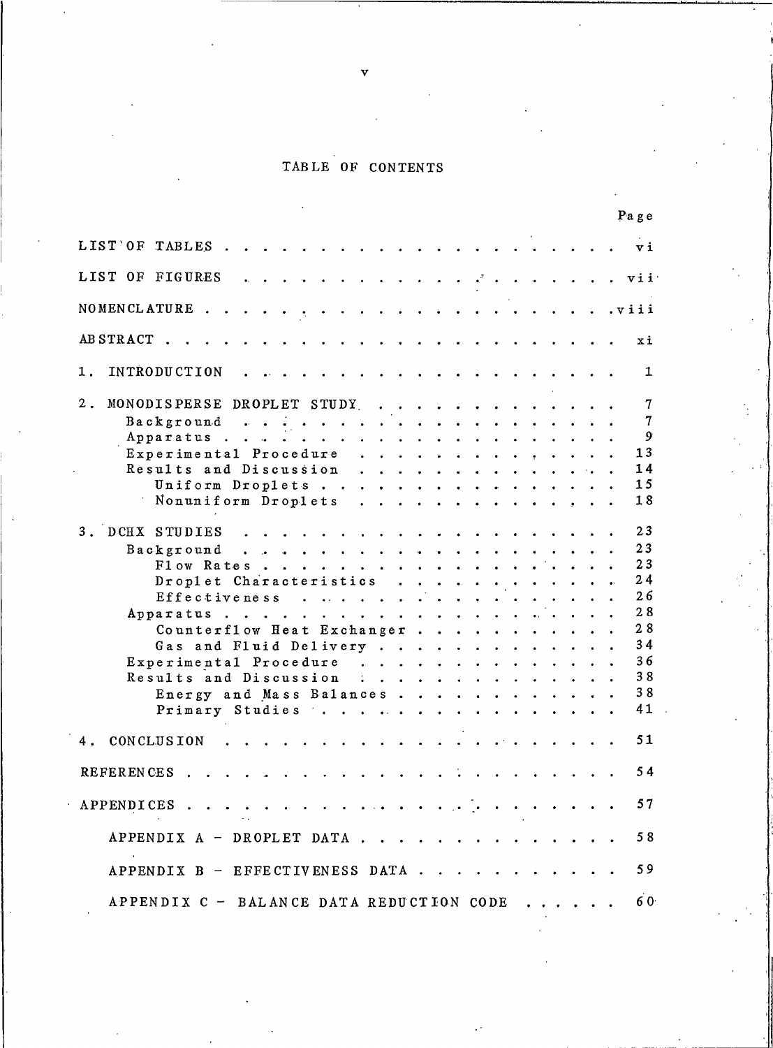# TABLE OF CONTENTS

| | Page |
|---|---|
| LIST OF TABLES | vi |
| LIST OF FIGURES | vii |
| NOMENCLATURE | viii |
| ABSTRACT | xi |
| 1. INTRODUCTION | 1 |
| 2. MONODISPERSE DROPLET STUDY | 7 |
| Background | 7 |
| Apparatus | 9 |
| Experimental Procedure | 13 |
| Results and Discussion | 14 |
| Uniform Droplets | 15 |
| Nonuniform Droplets | 18 |
| 3. DCHX STUDIES | 23 |
| Background | 23 |
| Flow Rates | 23 |
| Droplet Characteristics | 24 |
| Effectiveness | 26 |
| Apparatus | 28 |
| Counterflow Heat Exchanger | 28 |
| Gas and Fluid Delivery | 34 |
| Experimental Procedure | 36 |
| Results and Discussion | 38 |
| Energy and Mass Balances | 38 |
| Primary Studies | 41 |
| 4. CONCLUSION | 51 |
| REFERENCES | 54 |
| APPENDICES | 57 |
| APPENDIX A - DROPLET DATA | 58 |
| APPENDIX B - EFFECTIVENESS DATA | 59 |
| APPENDIX C - BALANCE DATA REDUCTION CODE | 60 |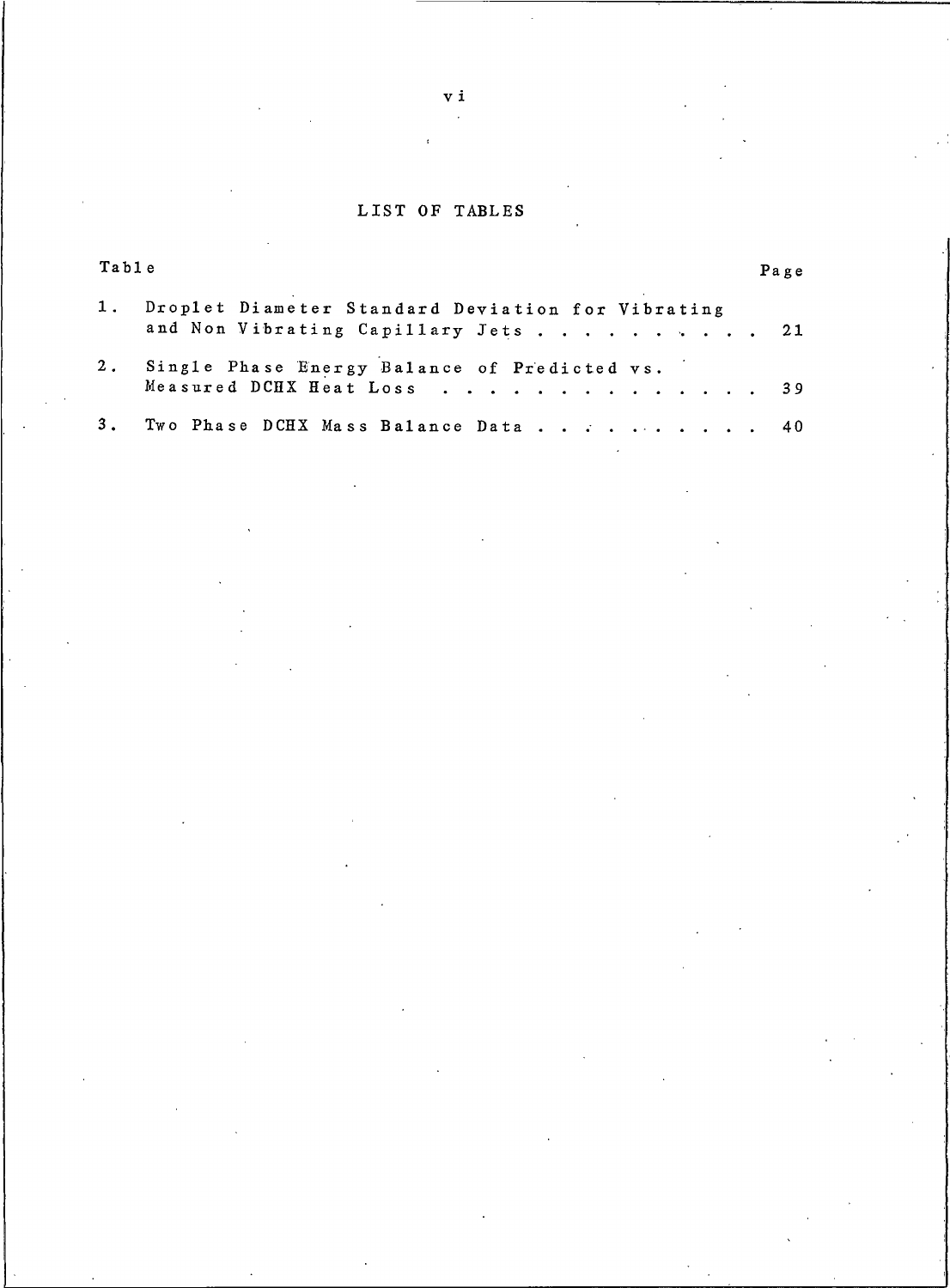# LIST OF TABLES

| Table | | Page |
|---|---|---|
| 1. | Droplet Diameter Standard Deviation for Vibrating and Non Vibrating Capillary Jets | 21 |
| 2. | Single Phase Energy Balance of Predicted vs. Measured DCHX Heat Loss | 39 |
| 3. | Two Phase DCHX Mass Balance Data | 40 |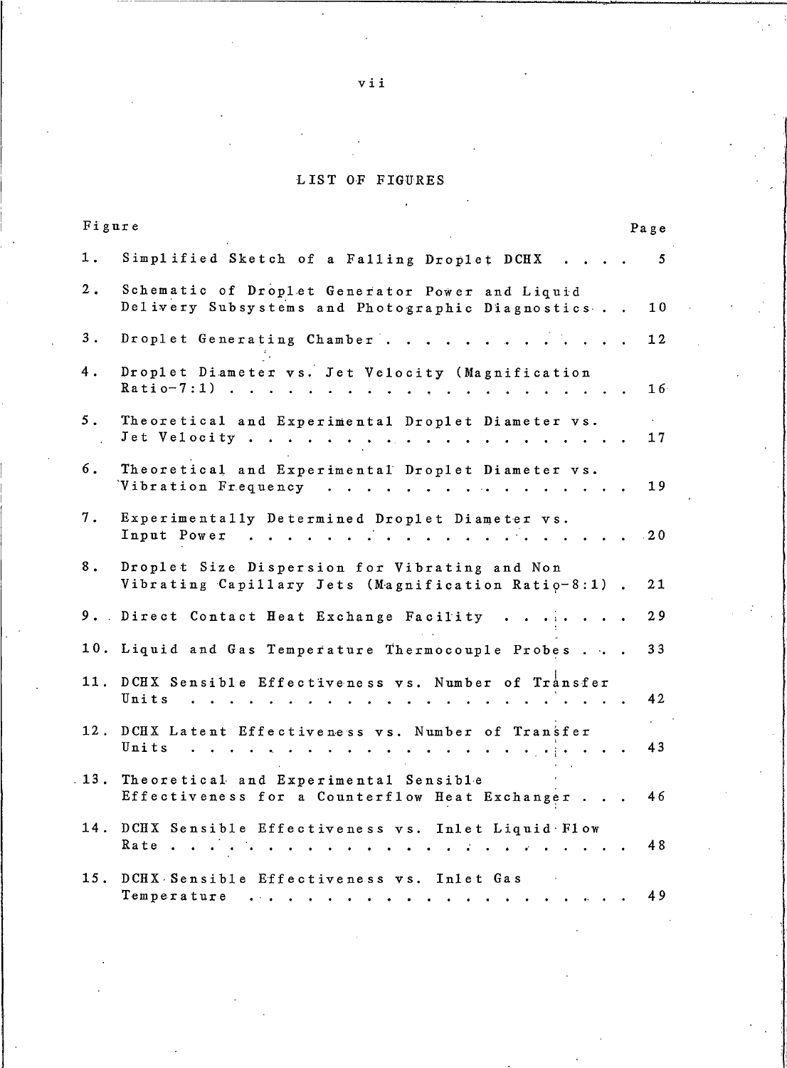# LIST OF FIGURES

| Figure | | Page |
|---|---|---|
| 1. | Simplified Sketch of a Falling Droplet DCHX | 5 |
| 2. | Schematic of Droplet Generator Power and Liquid Delivery Subsystems and Photographic Diagnostics | 10 |
| 3. | Droplet Generating Chamber | 12 |
| 4. | Droplet Diameter vs. Jet Velocity (Magnification Ratio-7:1) | 16 |
| 5. | Theoretical and Experimental Droplet Diameter vs. Jet Velocity | 17 |
| 6. | Theoretical and Experimental Droplet Diameter vs. Vibration Frequency | 19 |
| 7. | Experimentally Determined Droplet Diameter vs. Input Power | 20 |
| 8. | Droplet Size Dispersion for Vibrating and Non Vibrating Capillary Jets (Magnification Ratio-8:1) | 21 |
| 9. | Direct Contact Heat Exchange Facility | 29 |
| 10. | Liquid and Gas Temperature Thermocouple Probes | 33 |
| 11. | DCHX Sensible Effectiveness vs. Number of Transfer Units | 42 |
| 12. | DCHX Latent Effectiveness vs. Number of Transfer Units | 43 |
| 13. | Theoretical and Experimental Sensible Effectiveness for a Counterflow Heat Exchanger | 46 |
| 14. | DCHX Sensible Effectiveness vs. Inlet Liquid Flow Rate | 48 |
| 15. | DCHX Sensible Effectiveness vs. Inlet Gas Temperature | 49 |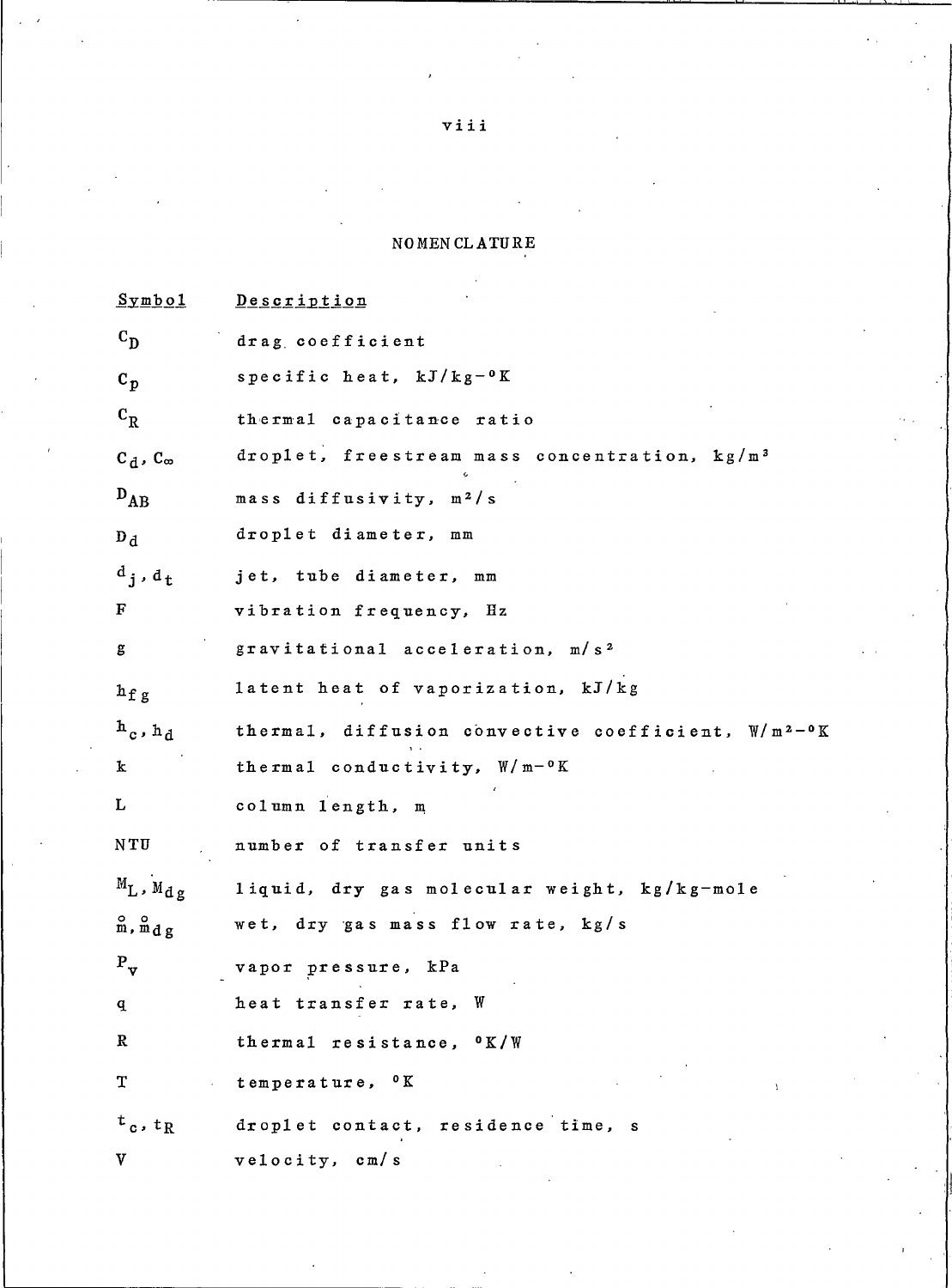# NOMENCLATURE

| Symbol | Description |
| --- | --- |
| $C_D$ | drag coefficient |
| $C_p$ | specific heat, kJ/kg-°K |
| $C_R$ | thermal capacitance ratio |
| $C_d, C_\infty$ | droplet, freestream mass concentration, kg/m³ |
| $D_{AB}$ | mass diffusivity, m²/s |
| $D_d$ | droplet diameter, mm |
| $d_j, d_t$ | jet, tube diameter, mm |
| F | vibration frequency, Hz |
| g | gravitational acceleration, m/s² |
| $h_{fg}$ | latent heat of vaporization, kJ/kg |
| $h_c, h_d$ | thermal, diffusion convective coefficient, W/m²-°K |
| k | thermal conductivity, W/m-°K |
| L | column length, m |
| NTU | number of transfer units |
| $M_L, M_{dg}$ | liquid, dry gas molecular weight, kg/kg-mole |
| $\mathring{m}, \mathring{m}_{dg}$ | wet, dry gas mass flow rate, kg/s |
| $P_v$ | vapor pressure, kPa |
| q | heat transfer rate, W |
| R | thermal resistance, °K/W |
| T | temperature, °K |
| $t_c, t_R$ | droplet contact, residence time, s |
| V | velocity, cm/s |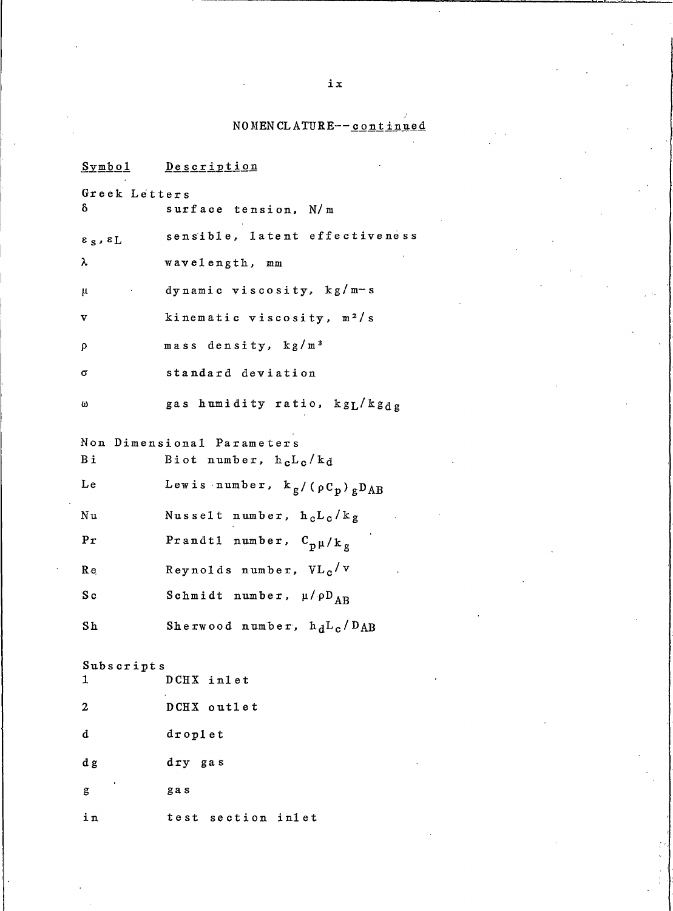## NOMENCLATURE--continued

| Symbol | Description |
|---|---|
| **Greek Letters** | |
| $\delta$ | surface tension, N/m |
| $\varepsilon_s, \varepsilon_L$ | sensible, latent effectiveness |
| $\lambda$ | wavelength, mm |
| $\mu$ | dynamic viscosity, kg/m-s |
| $\nu$ | kinematic viscosity, $m^2/s$ |
| $\rho$ | mass density, $kg/m^3$ |
| $\sigma$ | standard deviation |
| $\omega$ | gas humidity ratio, $kg_L/kg_{dg}$ |
| **Non Dimensional Parameters** | |
| Bi | Biot number, $h_c L_c / k_d$ |
| Le | Lewis number, $k_g / (\rho C_p)_g D_{AB}$ |
| Nu | Nusselt number, $h_c L_c / k_g$ |
| Pr | Prandtl number, $C_p \mu / k_g$ |
| Re | Reynolds number, $V L_c / \nu$ |
| Sc | Schmidt number, $\mu / \rho D_{AB}$ |
| Sh | Sherwood number, $h_d L_c / D_{AB}$ |
| **Subscripts** | |
| 1 | DCHX inlet |
| 2 | DCHX outlet |
| d | droplet |
| dg | dry gas |
| g | gas |
| in | test section inlet |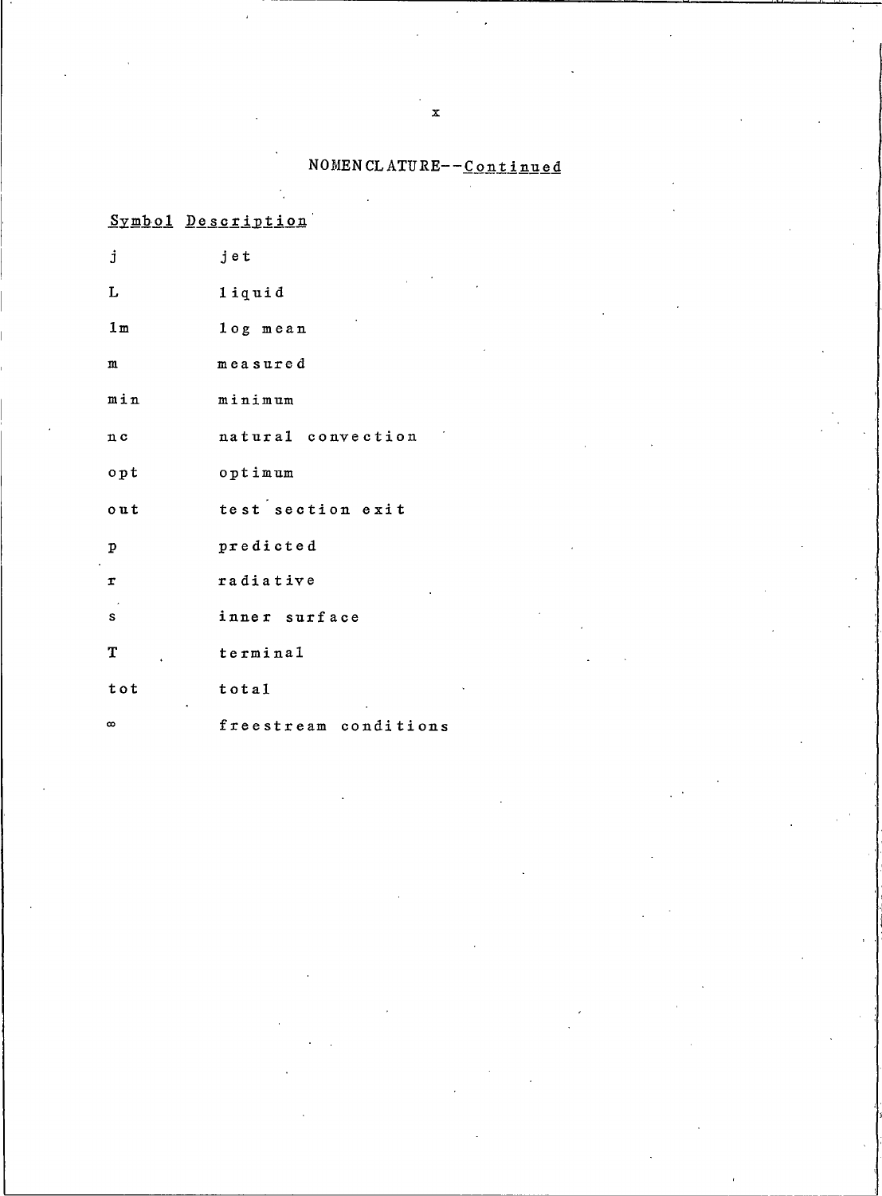## NOMENCLATURE--Continued

| Symbol | Description |
|---|---|
| j | jet |
| L | liquid |
| lm | log mean |
| m | measured |
| min | minimum |
| nc | natural convection |
| opt | optimum |
| out | test section exit |
| p | predicted |
| r | radiative |
| s | inner surface |
| T | terminal |
| tot | total |
| $\infty$ | freestream conditions |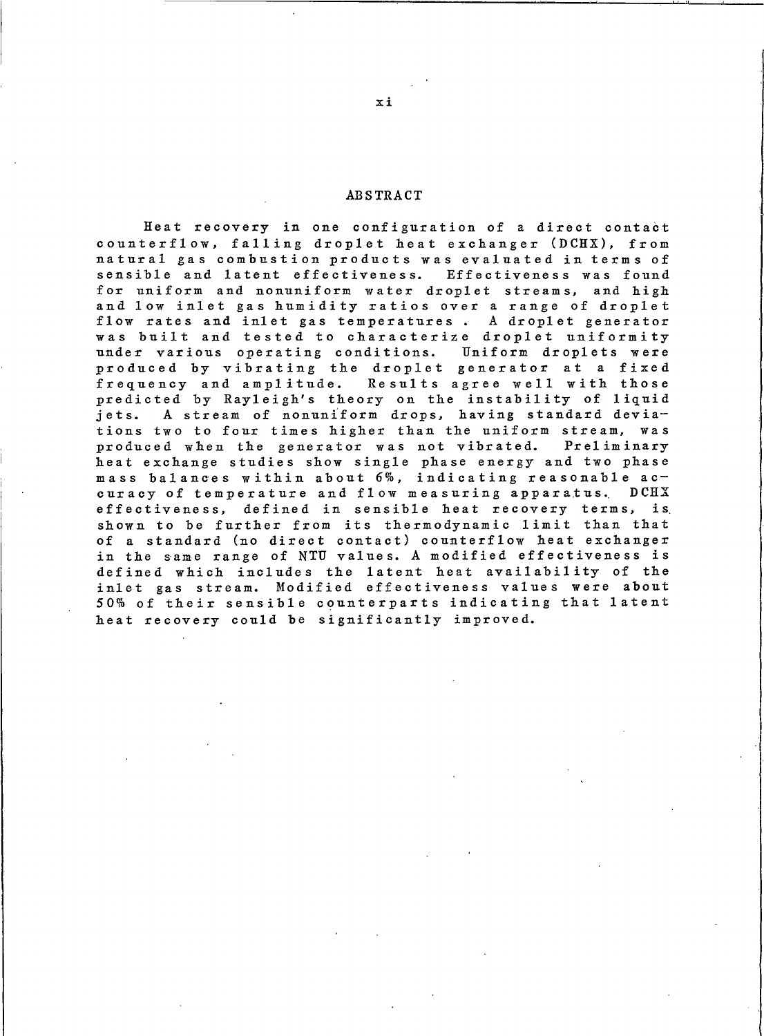# ABSTRACT

Heat recovery in one configuration of a direct contact counterflow, falling droplet heat exchanger (DCHX), from natural gas combustion products was evaluated in terms of sensible and latent effectiveness. Effectiveness was found for uniform and nonuniform water droplet streams, and high and low inlet gas humidity ratios over a range of droplet flow rates and inlet gas temperatures. A droplet generator was built and tested to characterize droplet uniformity under various operating conditions. Uniform droplets were produced by vibrating the droplet generator at a fixed frequency and amplitude. Results agree well with those predicted by Rayleigh's theory on the instability of liquid jets. A stream of nonuniform drops, having standard deviations two to four times higher than the uniform stream, was produced when the generator was not vibrated. Preliminary heat exchange studies show single phase energy and two phase mass balances within about 6%, indicating reasonable accuracy of temperature and flow measuring apparatus. DCHX effectiveness, defined in sensible heat recovery terms, is shown to be further from its thermodynamic limit than that of a standard (no direct contact) counterflow heat exchanger in the same range of NTU values. A modified effectiveness is defined which includes the latent heat availability of the inlet gas stream. Modified effectiveness values were about 50% of their sensible counterparts indicating that latent heat recovery could be significantly improved.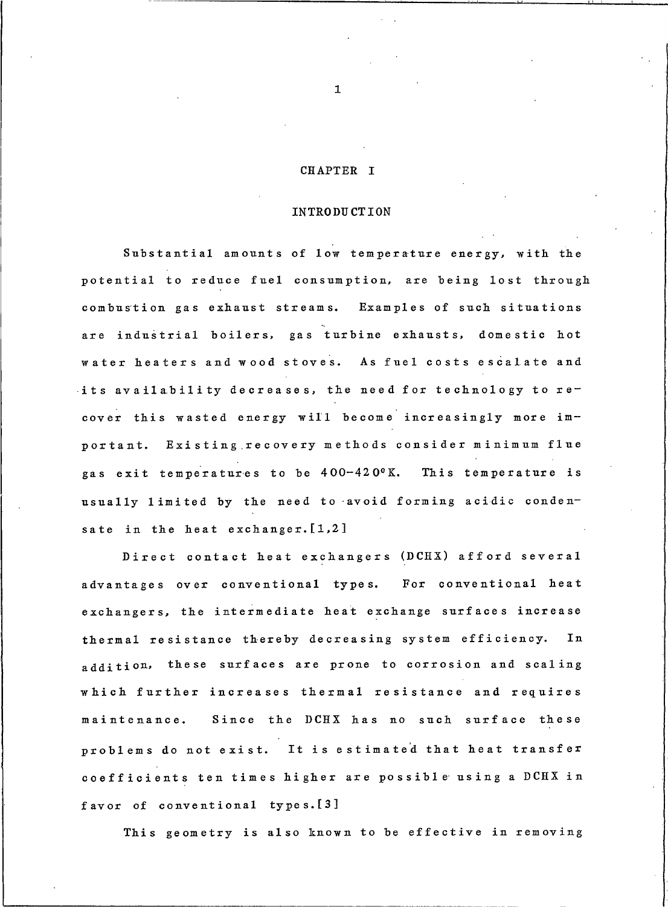# CHAPTER I

## INTRODUCTION

Substantial amounts of low temperature energy, with the potential to reduce fuel consumption, are being lost through combustion gas exhaust streams. Examples of such situations are industrial boilers, gas turbine exhausts, domestic hot water heaters and wood stoves. As fuel costs escalate and its availability decreases, the need for technology to recover this wasted energy will become increasingly more important. Existing recovery methods consider minimum flue gas exit temperatures to be 400-420°K. This temperature is usually limited by the need to avoid forming acidic condensate in the heat exchanger.[1,2]

Direct contact heat exchangers (DCHX) afford several advantages over conventional types. For conventional heat exchangers, the intermediate heat exchange surfaces increase thermal resistance thereby decreasing system efficiency. In addition, these surfaces are prone to corrosion and scaling which further increases thermal resistance and requires maintenance. Since the DCHX has no such surface these problems do not exist. It is estimated that heat transfer coefficients ten times higher are possible using a DCHX in favor of conventional types.[3]

This geometry is also known to be effective in removing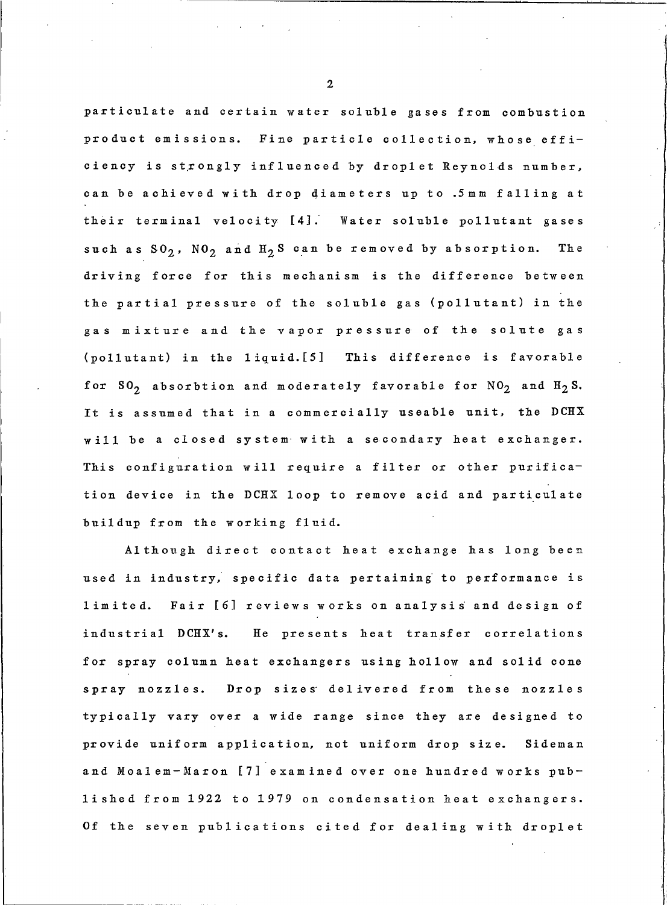particulate and certain water soluble gases from combustion product emissions. Fine particle collection, whose efficiency is strongly influenced by droplet Reynolds number, can be achieved with drop diameters up to .5mm falling at their terminal velocity [4]. Water soluble pollutant gases such as $SO_2$, $NO_2$ and $H_2S$ can be removed by absorption. The driving force for this mechanism is the difference between the partial pressure of the soluble gas (pollutant) in the gas mixture and the vapor pressure of the solute gas (pollutant) in the liquid.[5] This difference is favorable for $SO_2$ absorbtion and moderately favorable for $NO_2$ and $H_2S$. It is assumed that in a commercially useable unit, the DCHX will be a closed system with a secondary heat exchanger. This configuration will require a filter or other purification device in the DCHX loop to remove acid and particulate buildup from the working fluid.

Although direct contact heat exchange has long been used in industry, specific data pertaining to performance is limited. Fair [6] reviews works on analysis and design of industrial DCHX's. He presents heat transfer correlations for spray column heat exchangers using hollow and solid cone spray nozzles. Drop sizes delivered from these nozzles typically vary over a wide range since they are designed to provide uniform application, not uniform drop size. Sideman and Moalem-Maron [7] examined over one hundred works published from 1922 to 1979 on condensation heat exchangers. Of the seven publications cited for dealing with droplet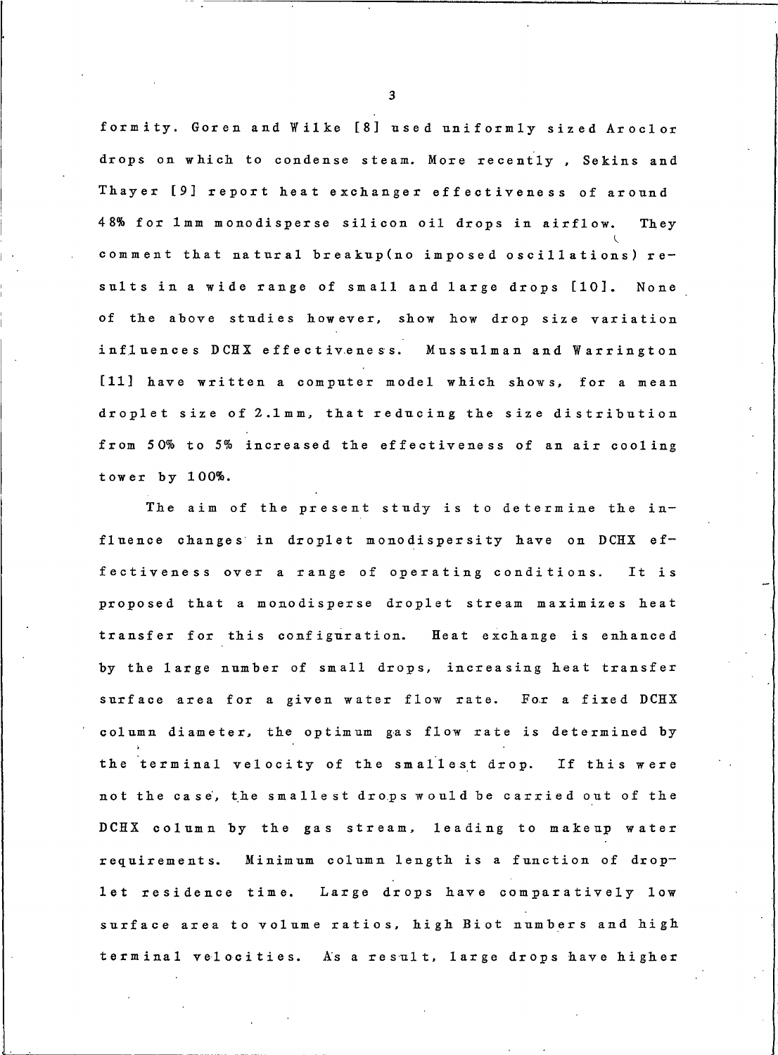formity. Goren and Wilke [8] used uniformly sized Aroclor drops on which to condense steam. More recently , Sekins and Thayer [9] report heat exchanger effectiveness of around 48% for 1mm monodisperse silicon oil drops in airflow. They comment that natural breakup(no imposed oscillations) results in a wide range of small and large drops [10]. None of the above studies however, show how drop size variation influences DCHX effectiveness. Mussulman and Warrington [11] have written a computer model which shows, for a mean droplet size of 2.1mm, that reducing the size distribution from 50% to 5% increased the effectiveness of an air cooling tower by 100%.

The aim of the present study is to determine the influence changes in droplet monodispersity have on DCHX effectiveness over a range of operating conditions. It is proposed that a monodisperse droplet stream maximizes heat transfer for this configuration. Heat exchange is enhanced by the large number of small drops, increasing heat transfer surface area for a given water flow rate. For a fixed DCHX column diameter, the optimum gas flow rate is determined by the terminal velocity of the smallest drop. If this were not the case, the smallest drops would be carried out of the DCHX column by the gas stream, leading to makeup water requirements. Minimum column length is a function of droplet residence time. Large drops have comparatively low surface area to volume ratios, high Biot numbers and high terminal velocities. As a result, large drops have higher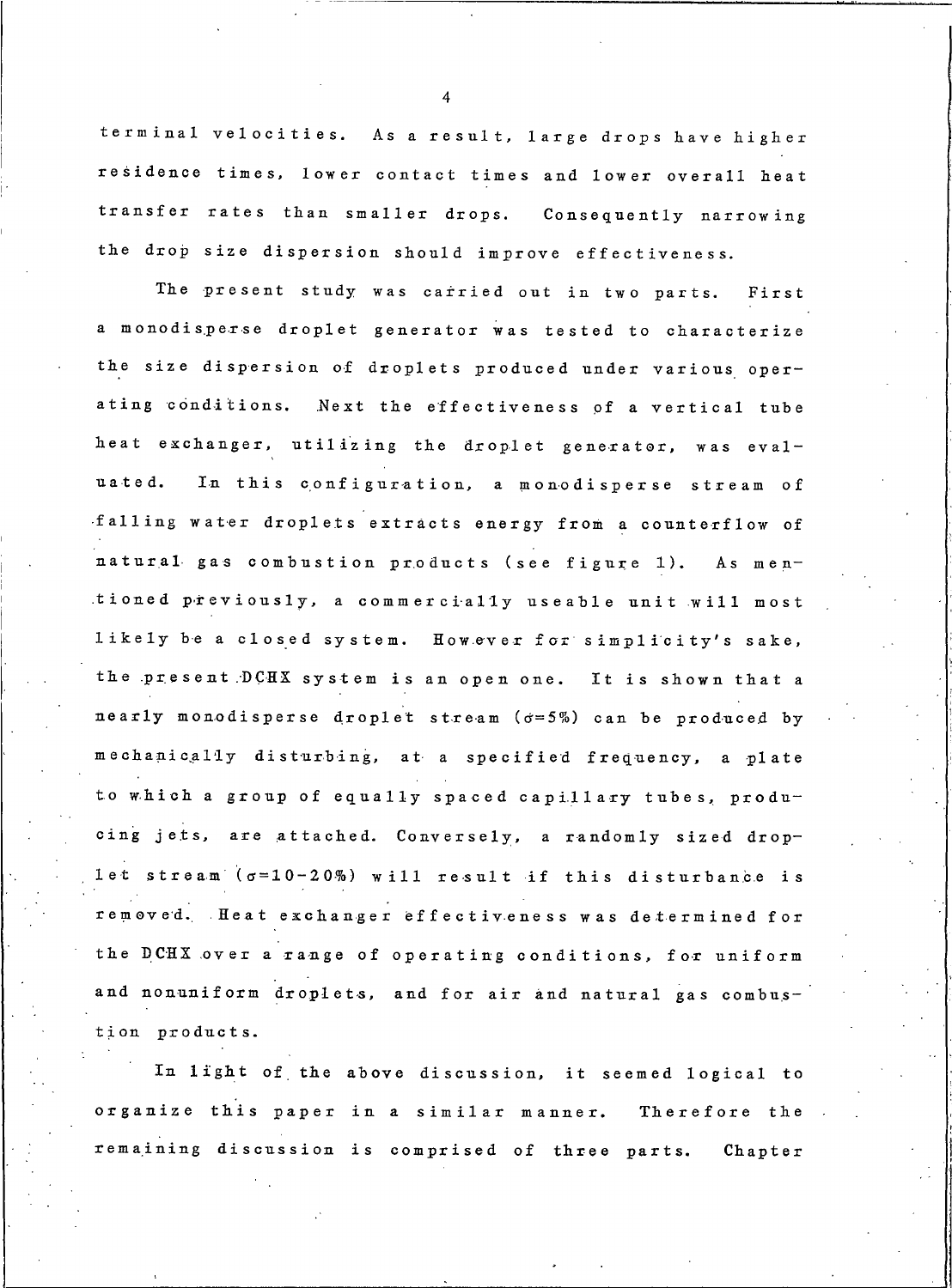terminal velocities. As a result, large drops have higher residence times, lower contact times and lower overall heat transfer rates than smaller drops. Consequently narrowing the drop size dispersion should improve effectiveness.

The present study was carried out in two parts. First a monodisperse droplet generator was tested to characterize the size dispersion of droplets produced under various operating conditions. Next the effectiveness of a vertical tube heat exchanger, utilizing the droplet generator, was evaluated. In this configuration, a monodisperse stream of falling water droplets extracts energy from a counterflow of natural gas combustion products (see figure 1). As mentioned previously, a commercially useable unit will most likely be a closed system. However for simplicity's sake, the present DCHX system is an open one. It is shown that a nearly monodisperse droplet stream ($\sigma$=5%) can be produced by mechanically disturbing, at a specified frequency, a plate to which a group of equally spaced capillary tubes, producing jets, are attached. Conversely, a randomly sized droplet stream ($\sigma$=10-20%) will result if this disturbance is removed. Heat exchanger effectiveness was determined for the DCHX over a range of operating conditions, for uniform and nonuniform droplets, and for air and natural gas combustion products.

In light of the above discussion, it seemed logical to organize this paper in a similar manner. Therefore the remaining discussion is comprised of three parts. Chapter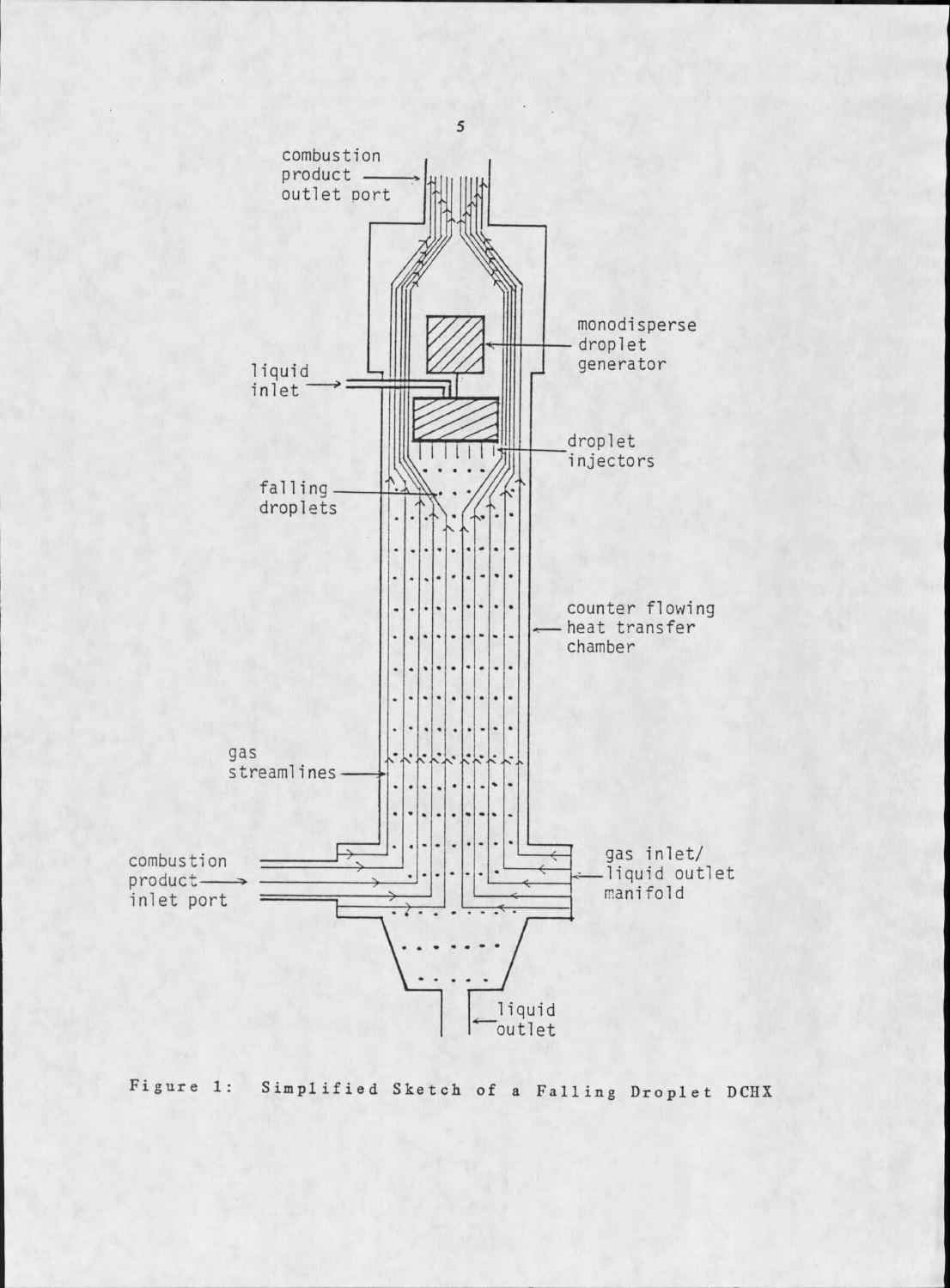Figure 1: Simplified Sketch of a Falling Droplet DCHX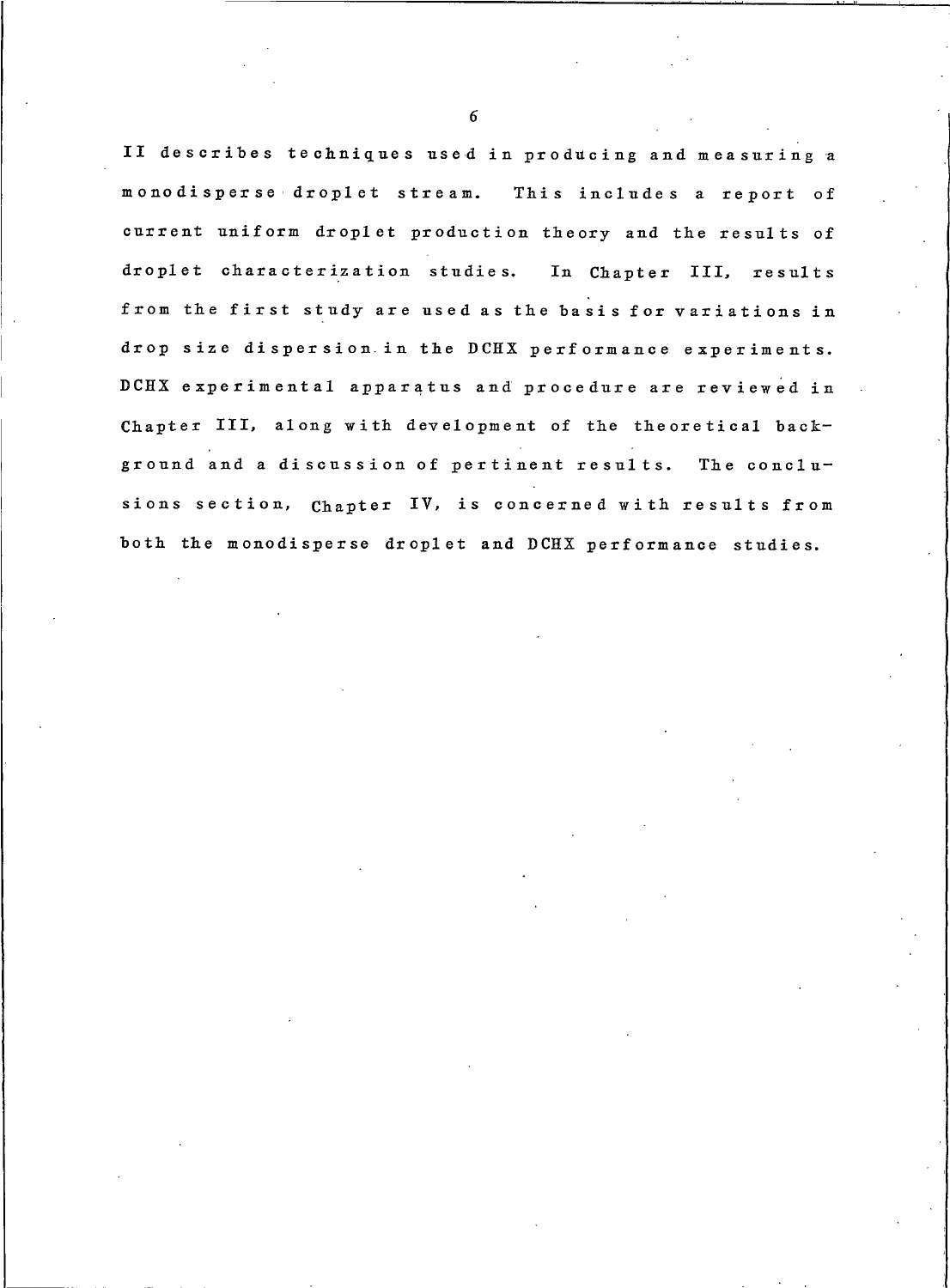II describes techniques used in producing and measuring a monodisperse droplet stream. This includes a report of current uniform droplet production theory and the results of droplet characterization studies. In Chapter III, results from the first study are used as the basis for variations in drop size dispersion in the DCHX performance experiments. DCHX experimental apparatus and procedure are reviewed in Chapter III, along with development of the theoretical background and a discussion of pertinent results. The conclusions section, Chapter IV, is concerned with results from both the monodisperse droplet and DCHX performance studies.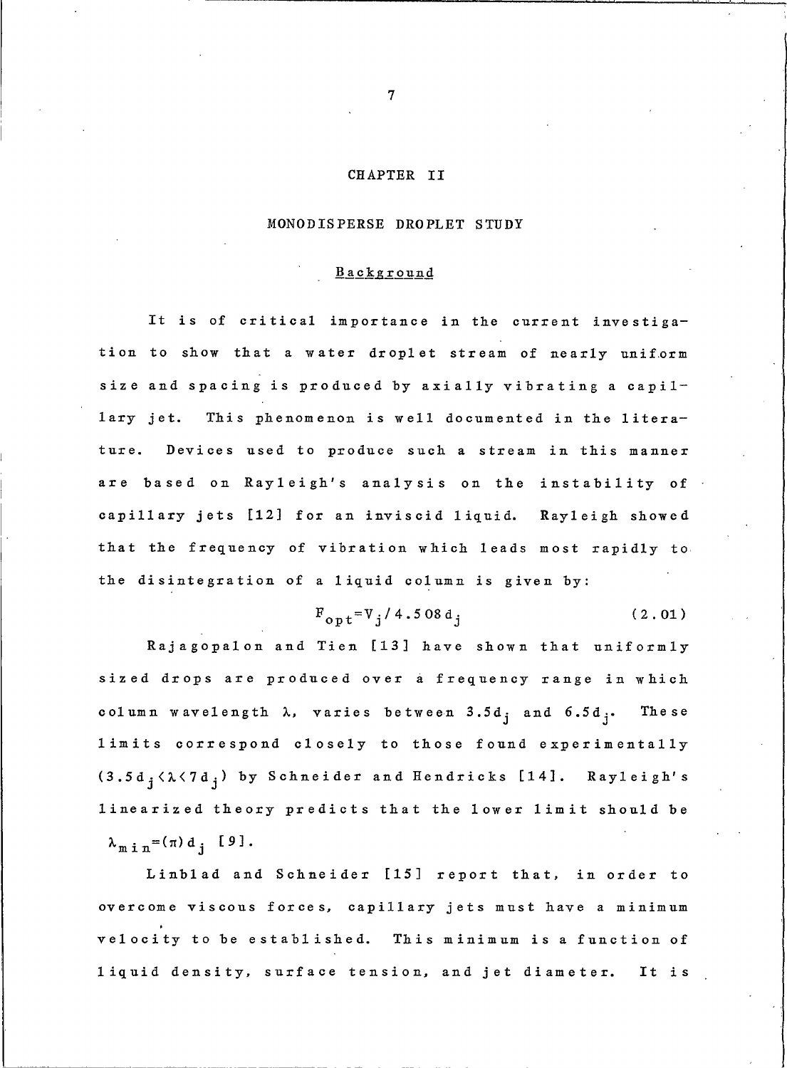# CHAPTER II

# MONODISPERSE DROPLET STUDY

## Background

It is of critical importance in the current investigation to show that a water droplet stream of nearly uniform size and spacing is produced by axially vibrating a capillary jet. This phenomenon is well documented in the literature. Devices used to produce such a stream in this manner are based on Rayleigh's analysis on the instability of capillary jets [12] for an inviscid liquid. Rayleigh showed that the frequency of vibration which leads most rapidly to the disintegration of a liquid column is given by:

$$F_{opt}=V_j/4.508d_j \qquad (2.01)$$

Rajagopalon and Tien [13] have shown that uniformly sized drops are produced over a frequency range in which column wavelength $\lambda$, varies between $3.5d_j$ and $6.5d_j$. These limits correspond closely to those found experimentally ($3.5d_j<\lambda<7d_j$) by Schneider and Hendricks [14]. Rayleigh's linearized theory predicts that the lower limit should be $\lambda_{min}=(\pi)d_j$ [9].

Linblad and Schneider [15] report that, in order to overcome viscous forces, capillary jets must have a minimum velocity to be established. This minimum is a function of liquid density, surface tension, and jet diameter. It is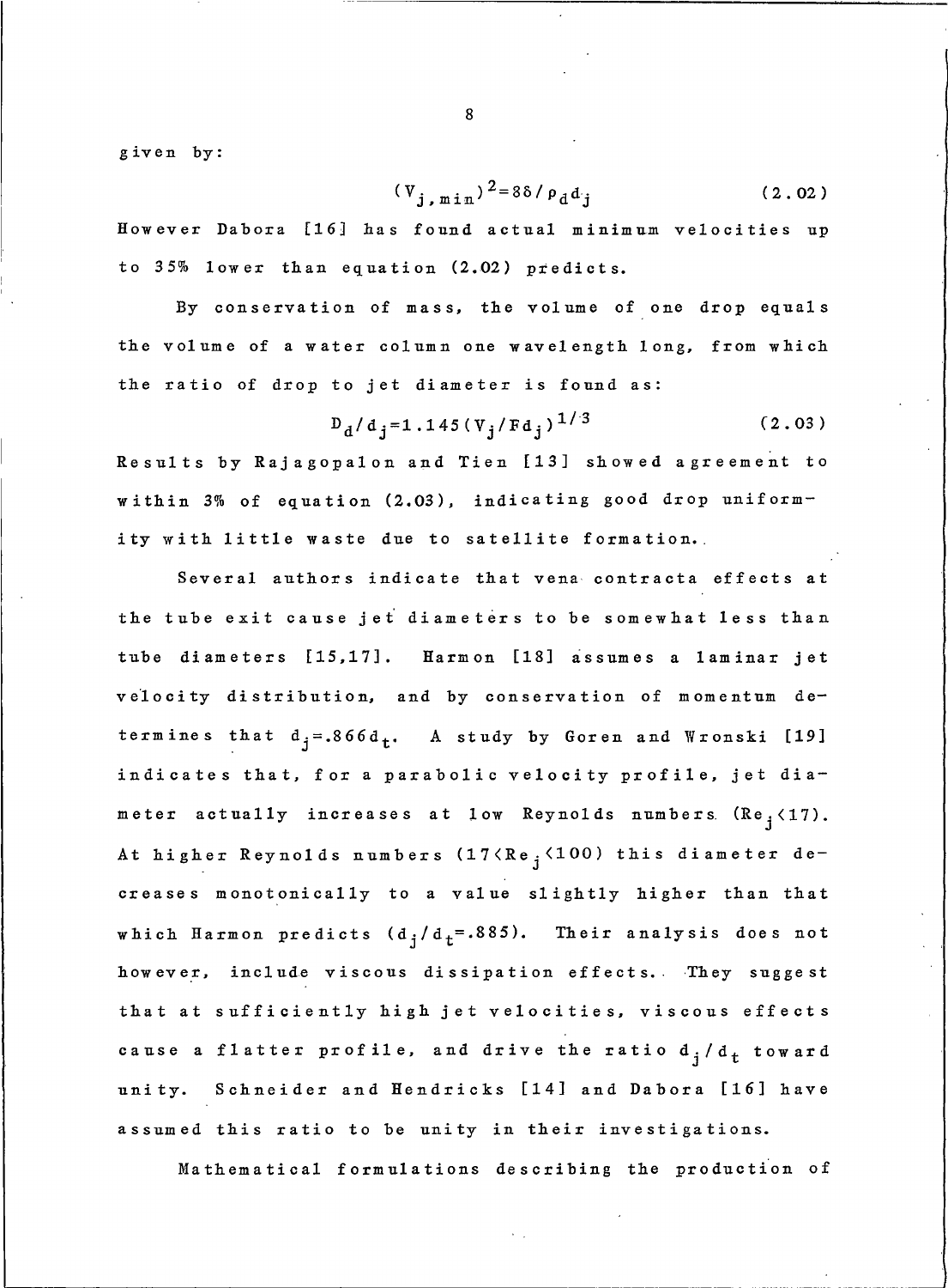given by:

$$(V_{j,min})^2 = 8\delta/\rho_d d_j \qquad (2.02)$$

However Dabora [16] has found actual minimum velocities up to 35% lower than equation (2.02) predicts.

By conservation of mass, the volume of one drop equals the volume of a water column one wavelength long, from which the ratio of drop to jet diameter is found as:

$$D_d/d_j = 1.145(V_j/Fd_j)^{1/3} \qquad (2.03)$$

Results by Rajagopalon and Tien [13] showed agreement to within 3% of equation (2.03), indicating good drop uniformity with little waste due to satellite formation.

Several authors indicate that vena contracta effects at the tube exit cause jet diameters to be somewhat less than tube diameters [15,17]. Harmon [18] assumes a laminar jet velocity distribution, and by conservation of momentum determines that $d_j = .866d_t$. A study by Goren and Wronski [19] indicates that, for a parabolic velocity profile, jet diameter actually increases at low Reynolds numbers ($Re_j < 17$). At higher Reynolds numbers ($17 < Re_j < 100$) this diameter decreases monotonically to a value slightly higher than that which Harmon predicts ($d_j/d_t = .885$). Their analysis does not however, include viscous dissipation effects. They suggest that at sufficiently high jet velocities, viscous effects cause a flatter profile, and drive the ratio $d_j/d_t$ toward unity. Schneider and Hendricks [14] and Dabora [16] have assumed this ratio to be unity in their investigations.

Mathematical formulations describing the production of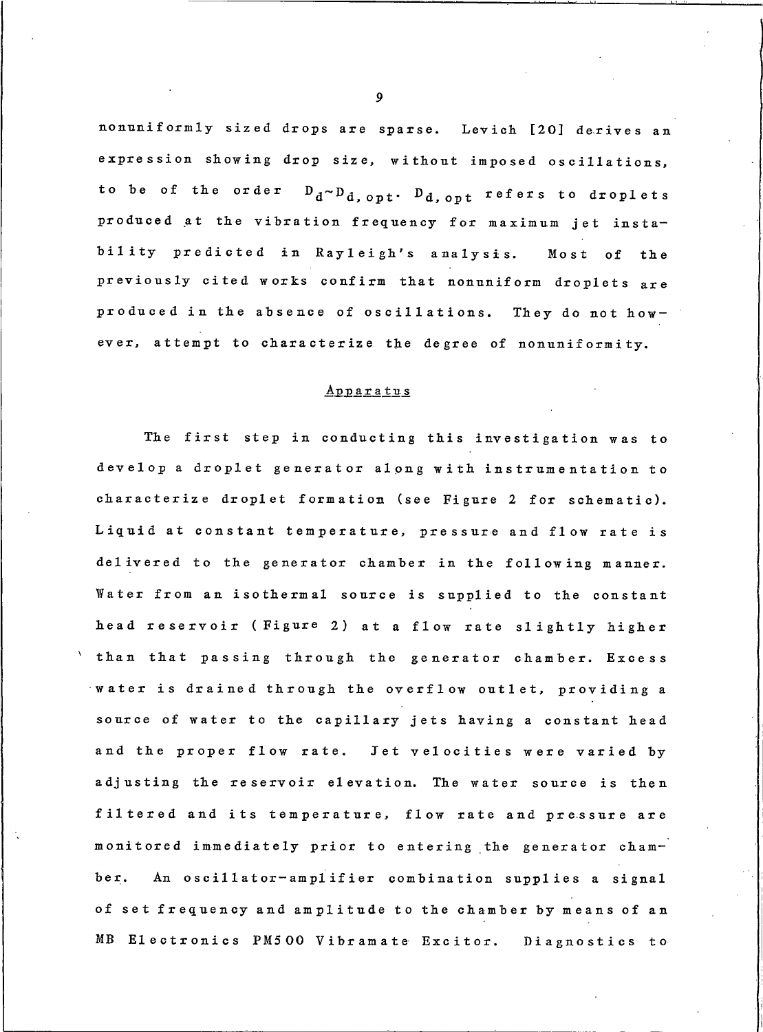nonuniformly sized drops are sparse. Levich [20] derives an expression showing drop size, without imposed oscillations, to be of the order $D_d \sim D_{d,opt}$. $D_{d,opt}$ refers to droplets produced at the vibration frequency for maximum jet instability predicted in Rayleigh's analysis. Most of the previously cited works confirm that nonuniform droplets are produced in the absence of oscillations. They do not however, attempt to characterize the degree of nonuniformity.

## Apparatus

The first step in conducting this investigation was to develop a droplet generator along with instrumentation to characterize droplet formation (see Figure 2 for schematic). Liquid at constant temperature, pressure and flow rate is delivered to the generator chamber in the following manner. Water from an isothermal source is supplied to the constant head reservoir (Figure 2) at a flow rate slightly higher than that passing through the generator chamber. Excess water is drained through the overflow outlet, providing a source of water to the capillary jets having a constant head and the proper flow rate. Jet velocities were varied by adjusting the reservoir elevation. The water source is then filtered and its temperature, flow rate and pressure are monitored immediately prior to entering the generator chamber. An oscillator-amplifier combination supplies a signal of set frequency and amplitude to the chamber by means of an MB Electronics PM500 Vibramate Excitor. Diagnostics to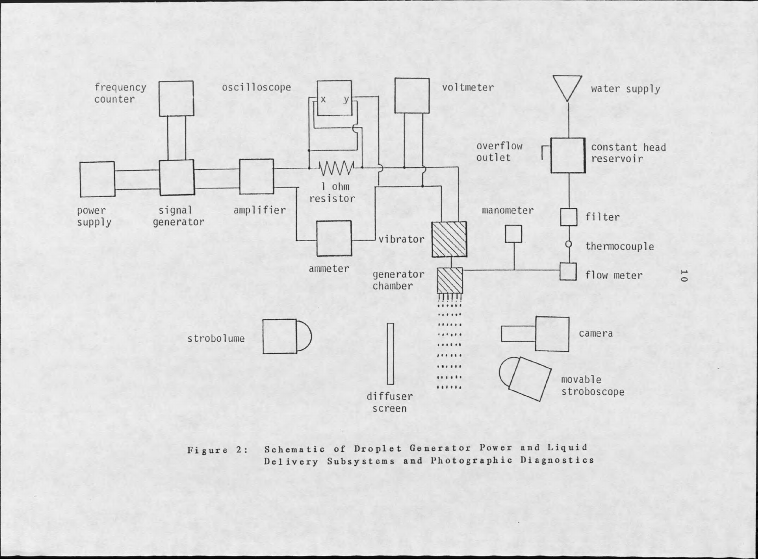Figure 2: Schematic of Droplet Generator Power and Liquid Delivery Subsystems and Photographic Diagnostics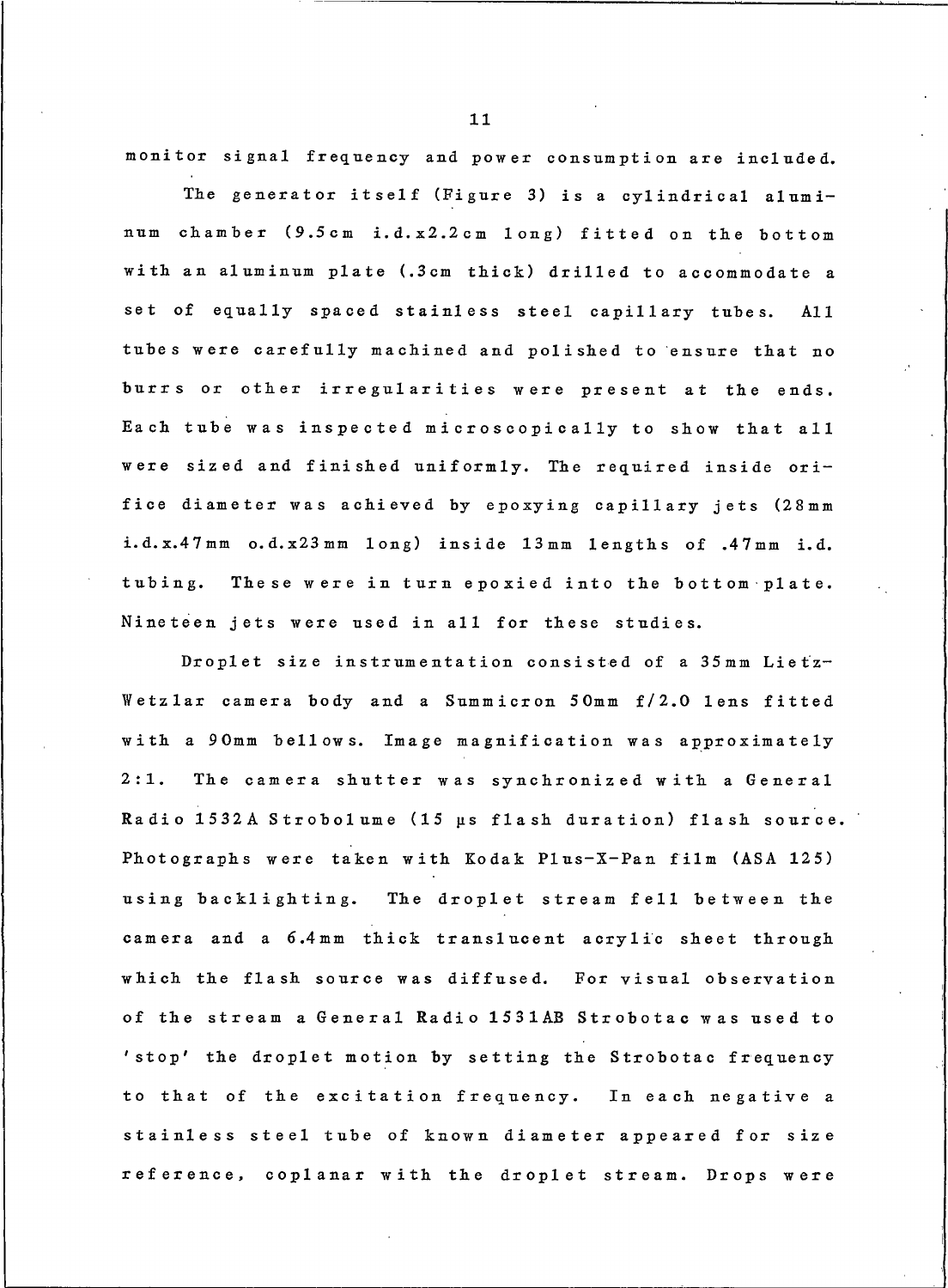monitor signal frequency and power consumption are included.

The generator itself (Figure 3) is a cylindrical aluminum chamber (9.5cm i.d.x2.2cm long) fitted on the bottom with an aluminum plate (.3cm thick) drilled to accommodate a set of equally spaced stainless steel capillary tubes. All tubes were carefully machined and polished to ensure that no burrs or other irregularities were present at the ends. Each tube was inspected microscopically to show that all were sized and finished uniformly. The required inside orifice diameter was achieved by epoxying capillary jets (28mm i.d.x.47mm o.d.x23mm long) inside 13mm lengths of .47mm i.d. tubing. These were in turn epoxied into the bottom plate. Nineteen jets were used in all for these studies.

Droplet size instrumentation consisted of a 35mm Lietz-Wetzlar camera body and a Summicron 50mm f/2.0 lens fitted with a 90mm bellows. Image magnification was approximately 2:1. The camera shutter was synchronized with a General Radio 1532A Strobolume (15 µs flash duration) flash source. Photographs were taken with Kodak Plus-X-Pan film (ASA 125) using backlighting. The droplet stream fell between the camera and a 6.4mm thick translucent acrylic sheet through which the flash source was diffused. For visual observation of the stream a General Radio 1531AB Strobotac was used to 'stop' the droplet motion by setting the Strobotac frequency to that of the excitation frequency. In each negative a stainless steel tube of known diameter appeared for size reference, coplanar with the droplet stream. Drops were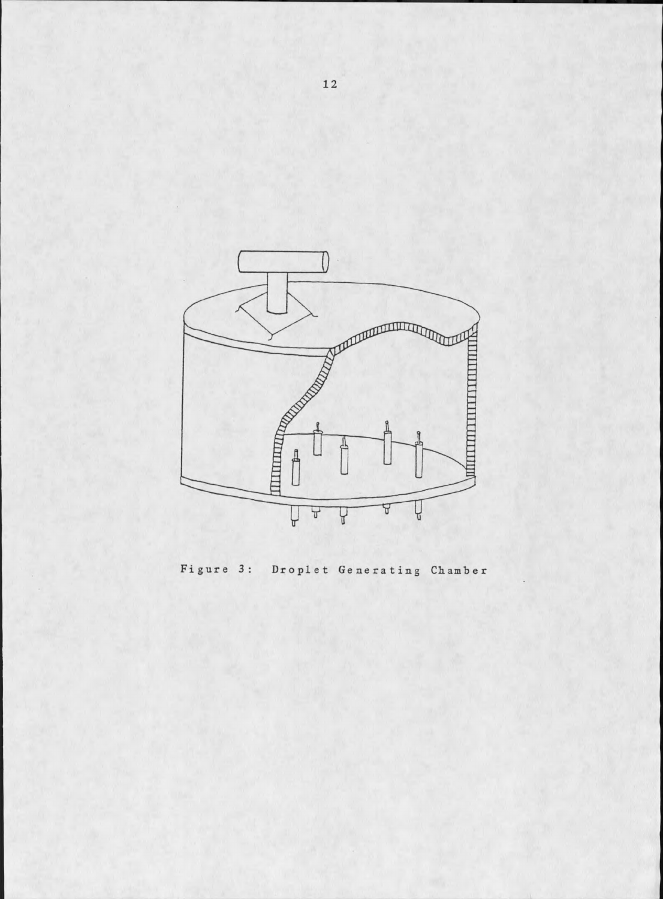Figure 3: Droplet Generating Chamber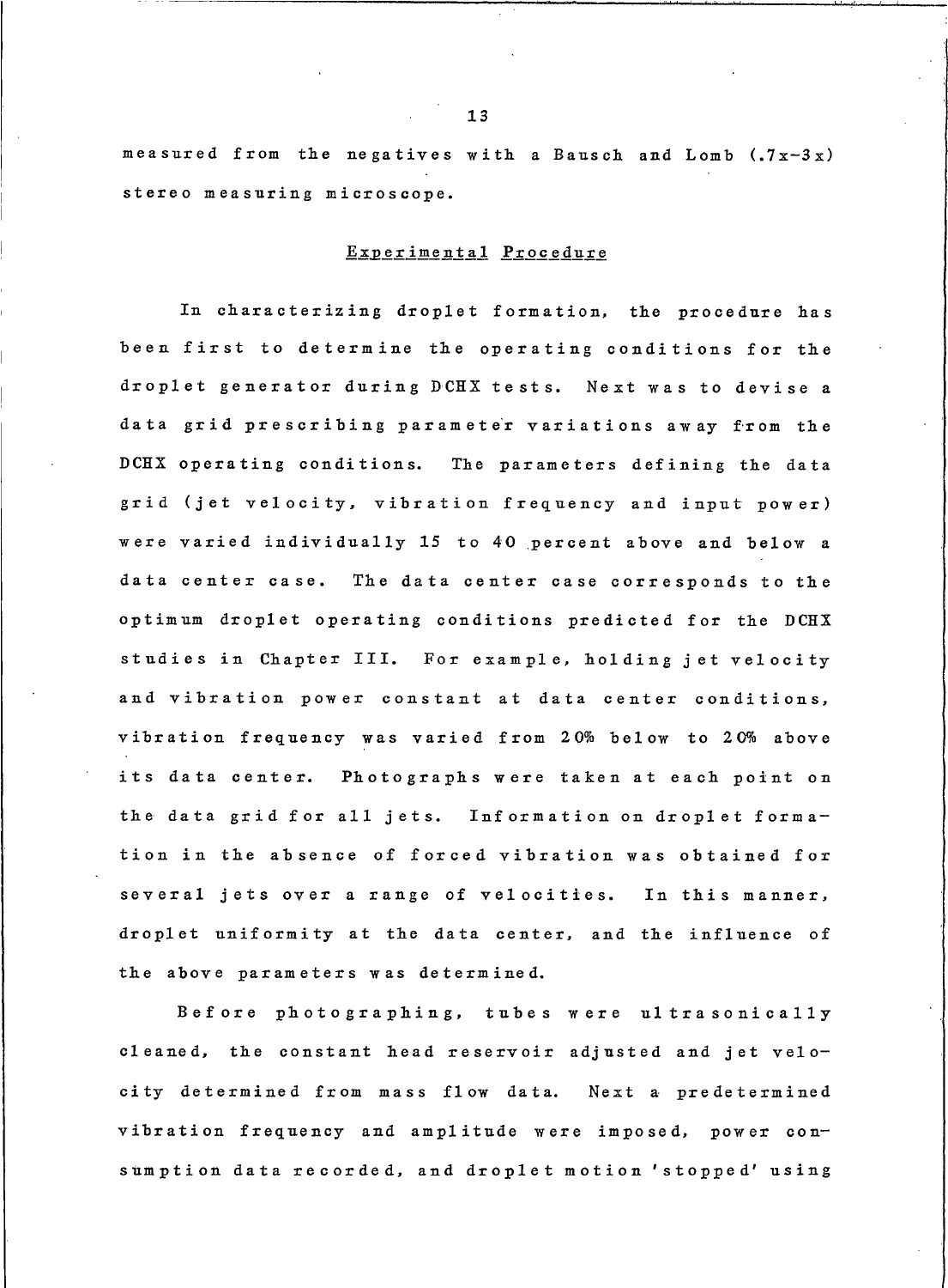measured from the negatives with a Bausch and Lomb (.7x-3x) stereo measuring microscope.

## Experimental Procedure

In characterizing droplet formation, the procedure has been first to determine the operating conditions for the droplet generator during DCHX tests. Next was to devise a data grid prescribing parameter variations away from the DCHX operating conditions. The parameters defining the data grid (jet velocity, vibration frequency and input power) were varied individually 15 to 40 percent above and below a data center case. The data center case corresponds to the optimum droplet operating conditions predicted for the DCHX studies in Chapter III. For example, holding jet velocity and vibration power constant at data center conditions, vibration frequency was varied from 20% below to 20% above its data center. Photographs were taken at each point on the data grid for all jets. Information on droplet formation in the absence of forced vibration was obtained for several jets over a range of velocities. In this manner, droplet uniformity at the data center, and the influence of the above parameters was determined.

Before photographing, tubes were ultrasonically cleaned, the constant head reservoir adjusted and jet velocity determined from mass flow data. Next a predetermined vibration frequency and amplitude were imposed, power consumption data recorded, and droplet motion 'stopped' using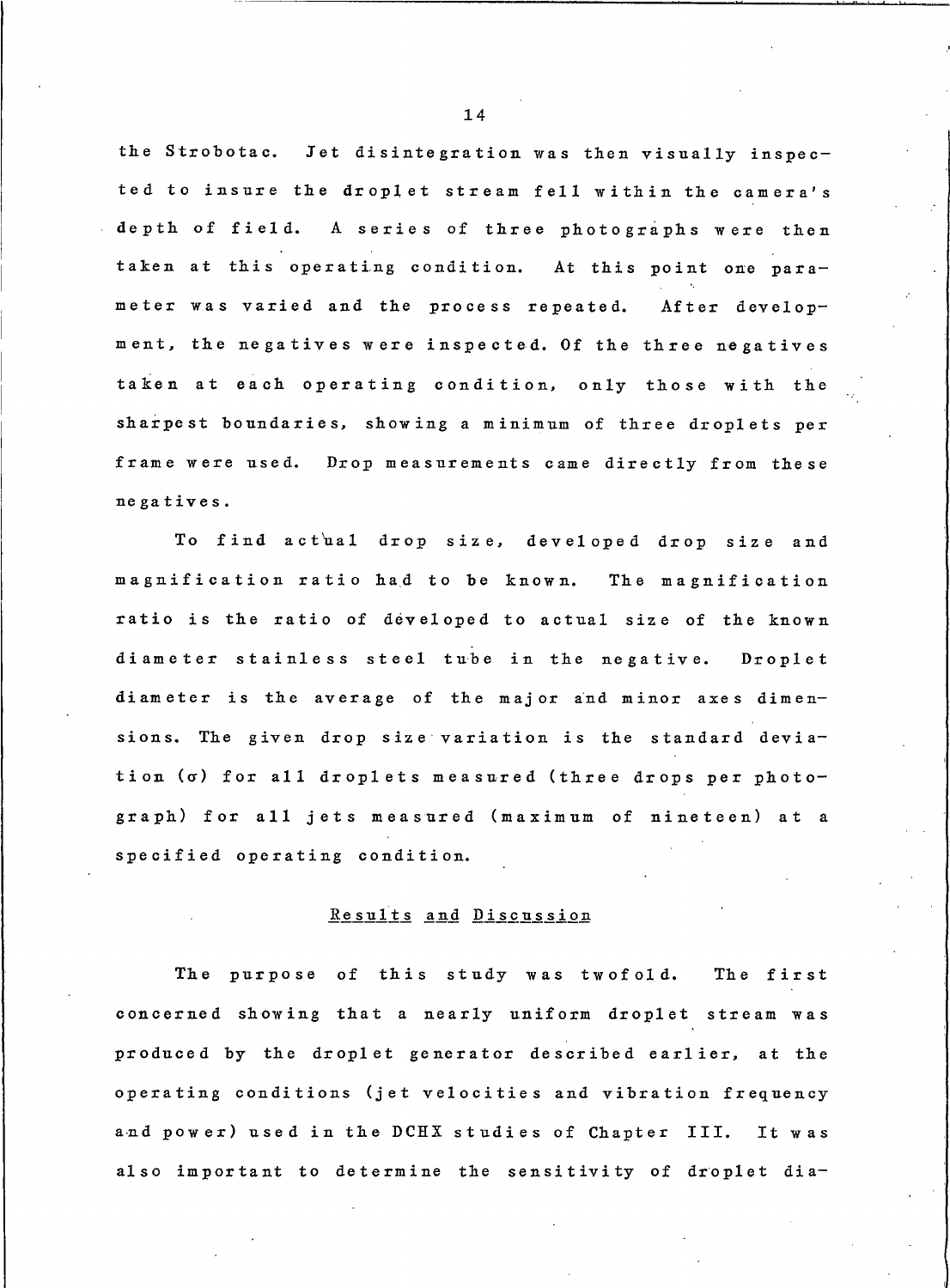the Strobotac. Jet disintegration was then visually inspected to insure the droplet stream fell within the camera's depth of field. A series of three photographs were then taken at this operating condition. At this point one parameter was varied and the process repeated. After development, the negatives were inspected. Of the three negatives taken at each operating condition, only those with the sharpest boundaries, showing a minimum of three droplets per frame were used. Drop measurements came directly from these negatives.

To find actual drop size, developed drop size and magnification ratio had to be known. The magnification ratio is the ratio of developed to actual size of the known diameter stainless steel tube in the negative. Droplet diameter is the average of the major and minor axes dimensions. The given drop size variation is the standard deviation ($\sigma$) for all droplets measured (three drops per photograph) for all jets measured (maximum of nineteen) at a specified operating condition.

## Results and Discussion

The purpose of this study was twofold. The first concerned showing that a nearly uniform droplet stream was produced by the droplet generator described earlier, at the operating conditions (jet velocities and vibration frequency and power) used in the DCHX studies of Chapter III. It was also important to determine the sensitivity of droplet dia-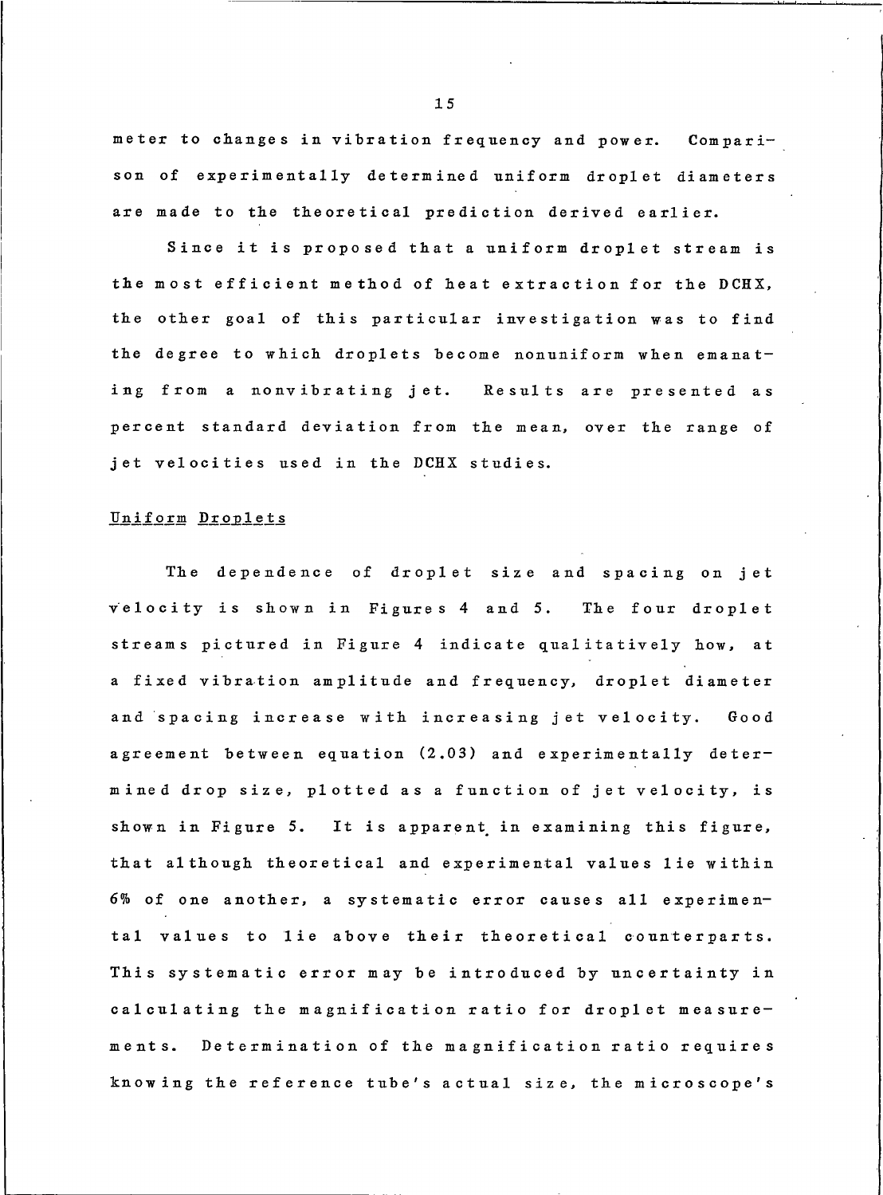meter to changes in vibration frequency and power. Comparison of experimentally determined uniform droplet diameters are made to the theoretical prediction derived earlier.

Since it is proposed that a uniform droplet stream is the most efficient method of heat extraction for the DCHX, the other goal of this particular investigation was to find the degree to which droplets become nonuniform when emanating from a nonvibrating jet. Results are presented as percent standard deviation from the mean, over the range of jet velocities used in the DCHX studies.

## Uniform Droplets

The dependence of droplet size and spacing on jet velocity is shown in Figures 4 and 5. The four droplet streams pictured in Figure 4 indicate qualitatively how, at a fixed vibration amplitude and frequency, droplet diameter and spacing increase with increasing jet velocity. Good agreement between equation (2.03) and experimentally determined drop size, plotted as a function of jet velocity, is shown in Figure 5. It is apparent in examining this figure, that although theoretical and experimental values lie within 6% of one another, a systematic error causes all experimental values to lie above their theoretical counterparts. This systematic error may be introduced by uncertainty in calculating the magnification ratio for droplet measurements. Determination of the magnification ratio requires knowing the reference tube's actual size, the microscope's